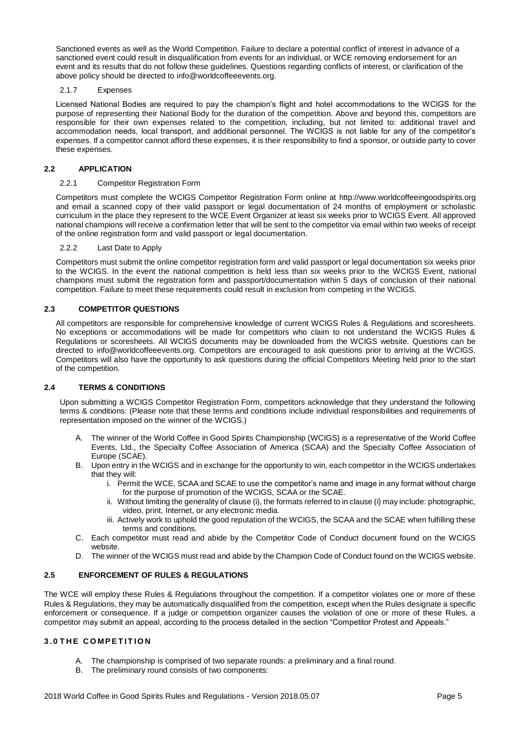Sanctioned events as well as the World Competition. Failure to declare a potential conflict of interest in advance of a sanctioned event could result in disqualification from events for an individual, or WCE removing endorsement for an event and its results that do not follow these guidelines. Questions regarding conflicts of interest, or clarification of the above policy should be directed to info@worldcoffeeevents.org.

#### 2.1.7 Expenses

Licensed National Bodies are required to pay the champion's flight and hotel accommodations to the WCIGS for the purpose of representing their National Body for the duration of the competition. Above and beyond this, competitors are responsible for their own expenses related to the competition, including, but not limited to: additional travel and accommodation needs, local transport, and additional personnel. The WCIGS is not liable for any of the competitor's expenses. If a competitor cannot afford these expenses, it is their responsibility to find a sponsor, or outside party to cover these expenses.

### 2.2 APPLICATION

#### 2.2.1 Competitor Registration Form

Competitors must complete the WCIGS Competitor Registration Form online at http://www.worldcoffeeingoodspirits.org and email a scanned copy of their valid passport or legal documentation of 24 months of employment or scholastic curriculum in the place they represent to the WCE Event Organizer at least six weeks prior to WCIGS Event. All approved national champions will receive a confirmation letter that will be sent to the competitor via email within two weeks of receipt of the online registration form and valid passport or legal documentation.

#### 2.2.2 Last Date to Apply

Competitors must submit the online competitor registration form and valid passport or legal documentation six weeks prior to the WCIGS. In the event the national competition is held less than six weeks prior to the WCIGS Event, national champions must submit the registration form and passport/documentation within 5 days of conclusion of their national competition. Failure to meet these requirements could result in exclusion from competing in the WCIGS.

### 2.3 COMPETITOR QUESTIONS

All competitors are responsible for comprehensive knowledge of current WCIGS Rules & Regulations and scoresheets. No exceptions or accommodations will be made for competitors who claim to not understand the WCIGS Rules & Regulations or scoresheets. All WCIGS documents may be downloaded from the WCIGS website. Questions can be directed to info@worldcoffeeevents.org. Competitors are encouraged to ask questions prior to arriving at the WCIGS. Competitors will also have the opportunity to ask questions during the official Competitors Meeting held prior to the start of the competition.

### 2.4 TERMS & CONDITIONS

Upon submitting a WCIGS Competitor Registration Form, competitors acknowledge that they understand the following terms & conditions: (Please note that these terms and conditions include individual responsibilities and requirements of representation imposed on the winner of the WCIGS.)

A. The winner of the World Coffee in Good Spirits Championship (WCIGS) is a representative of the World Coffee Events, Ltd., the Specialty Coffee Association of America (SCAA) and the Specialty Coffee Association of Europe (SCAE).

B. Upon entry in the WCIGS and in exchange for the opportunity to win, each competitor in the WCIGS undertakes that they will:
   i. Permit the WCE, SCAA and SCAE to use the competitor's name and image in any format without charge for the purpose of promotion of the WCIGS, SCAA or the SCAE.
   ii. Without limiting the generality of clause (i), the formats referred to in clause (i) may include: photographic, video, print, Internet, or any electronic media.
   iii. Actively work to uphold the good reputation of the WCIGS, the SCAA and the SCAE when fulfilling these terms and conditions.

C. Each competitor must read and abide by the Competitor Code of Conduct document found on the WCIGS website.

D. The winner of the WCIGS must read and abide by the Champion Code of Conduct found on the WCIGS website.

### 2.5 ENFORCEMENT OF RULES & REGULATIONS

The WCE will employ these Rules & Regulations throughout the competition. If a competitor violates one or more of these Rules & Regulations, they may be automatically disqualified from the competition, except when the Rules designate a specific enforcement or consequence. If a judge or competition organizer causes the violation of one or more of these Rules, a competitor may submit an appeal, according to the process detailed in the section "Competitor Protest and Appeals."

## 3.0 THE COMPETITION

A. The championship is comprised of two separate rounds: a preliminary and a final round.

B. The preliminary round consists of two components: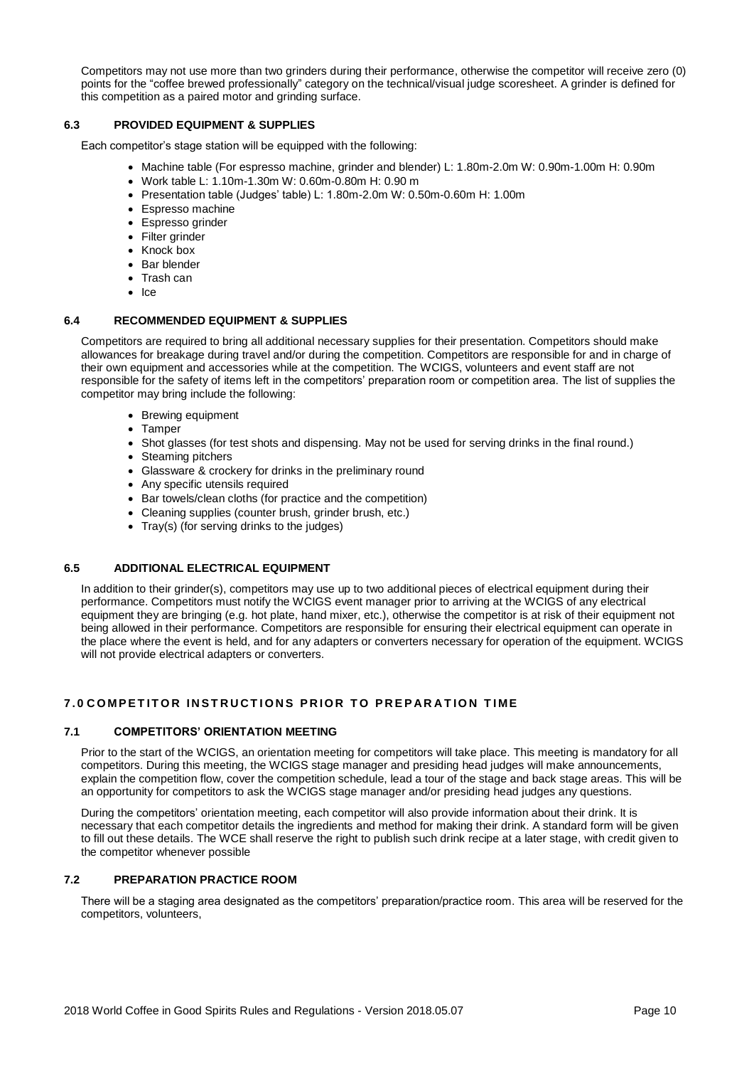Competitors may not use more than two grinders during their performance, otherwise the competitor will receive zero (0) points for the "coffee brewed professionally" category on the technical/visual judge scoresheet. A grinder is defined for this competition as a paired motor and grinding surface.

### 6.3 PROVIDED EQUIPMENT & SUPPLIES

Each competitor's stage station will be equipped with the following:

- Machine table (For espresso machine, grinder and blender) L: 1.80m-2.0m W: 0.90m-1.00m H: 0.90m
- Work table L: 1.10m-1.30m W: 0.60m-0.80m H: 0.90 m
- Presentation table (Judges' table) L: 1.80m-2.0m W: 0.50m-0.60m H: 1.00m
- Espresso machine
- Espresso grinder
- Filter grinder
- Knock box
- Bar blender
- Trash can
- Ice

### 6.4 RECOMMENDED EQUIPMENT & SUPPLIES

Competitors are required to bring all additional necessary supplies for their presentation. Competitors should make allowances for breakage during travel and/or during the competition. Competitors are responsible for and in charge of their own equipment and accessories while at the competition. The WCIGS, volunteers and event staff are not responsible for the safety of items left in the competitors' preparation room or competition area. The list of supplies the competitor may bring include the following:

- Brewing equipment
- Tamper
- Shot glasses (for test shots and dispensing. May not be used for serving drinks in the final round.)
- Steaming pitchers
- Glassware & crockery for drinks in the preliminary round
- Any specific utensils required
- Bar towels/clean cloths (for practice and the competition)
- Cleaning supplies (counter brush, grinder brush, etc.)
- Tray(s) (for serving drinks to the judges)

### 6.5 ADDITIONAL ELECTRICAL EQUIPMENT

In addition to their grinder(s), competitors may use up to two additional pieces of electrical equipment during their performance. Competitors must notify the WCIGS event manager prior to arriving at the WCIGS of any electrical equipment they are bringing (e.g. hot plate, hand mixer, etc.), otherwise the competitor is at risk of their equipment not being allowed in their performance. Competitors are responsible for ensuring their electrical equipment can operate in the place where the event is held, and for any adapters or converters necessary for operation of the equipment. WCIGS will not provide electrical adapters or converters.

## 7.0 COMPETITOR INSTRUCTIONS PRIOR TO PREPARATION TIME

### 7.1 COMPETITORS' ORIENTATION MEETING

Prior to the start of the WCIGS, an orientation meeting for competitors will take place. This meeting is mandatory for all competitors. During this meeting, the WCIGS stage manager and presiding head judges will make announcements, explain the competition flow, cover the competition schedule, lead a tour of the stage and back stage areas. This will be an opportunity for competitors to ask the WCIGS stage manager and/or presiding head judges any questions.

During the competitors' orientation meeting, each competitor will also provide information about their drink. It is necessary that each competitor details the ingredients and method for making their drink. A standard form will be given to fill out these details. The WCE shall reserve the right to publish such drink recipe at a later stage, with credit given to the competitor whenever possible

### 7.2 PREPARATION PRACTICE ROOM

There will be a staging area designated as the competitors' preparation/practice room. This area will be reserved for the competitors, volunteers,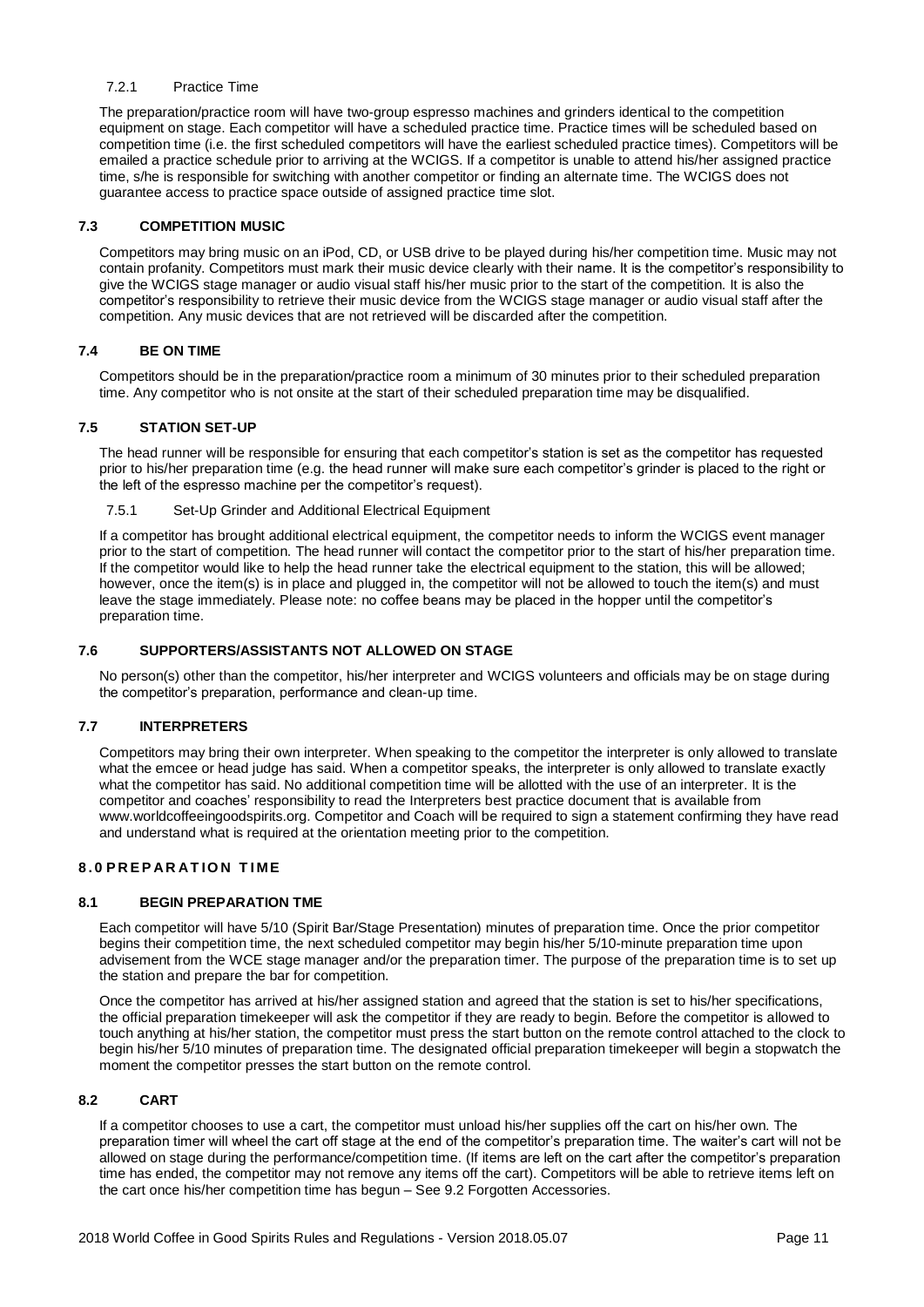#### 7.2.1 Practice Time

The preparation/practice room will have two-group espresso machines and grinders identical to the competition equipment on stage. Each competitor will have a scheduled practice time. Practice times will be scheduled based on competition time (i.e. the first scheduled competitors will have the earliest scheduled practice times). Competitors will be emailed a practice schedule prior to arriving at the WCIGS. If a competitor is unable to attend his/her assigned practice time, s/he is responsible for switching with another competitor or finding an alternate time. The WCIGS does not guarantee access to practice space outside of assigned practice time slot.

### 7.3 COMPETITION MUSIC

Competitors may bring music on an iPod, CD, or USB drive to be played during his/her competition time. Music may not contain profanity. Competitors must mark their music device clearly with their name. It is the competitor's responsibility to give the WCIGS stage manager or audio visual staff his/her music prior to the start of the competition. It is also the competitor's responsibility to retrieve their music device from the WCIGS stage manager or audio visual staff after the competition. Any music devices that are not retrieved will be discarded after the competition.

### 7.4 BE ON TIME

Competitors should be in the preparation/practice room a minimum of 30 minutes prior to their scheduled preparation time. Any competitor who is not onsite at the start of their scheduled preparation time may be disqualified.

### 7.5 STATION SET-UP

The head runner will be responsible for ensuring that each competitor's station is set as the competitor has requested prior to his/her preparation time (e.g. the head runner will make sure each competitor's grinder is placed to the right or the left of the espresso machine per the competitor's request).

#### 7.5.1 Set-Up Grinder and Additional Electrical Equipment

If a competitor has brought additional electrical equipment, the competitor needs to inform the WCIGS event manager prior to the start of competition. The head runner will contact the competitor prior to the start of his/her preparation time. If the competitor would like to help the head runner take the electrical equipment to the station, this will be allowed; however, once the item(s) is in place and plugged in, the competitor will not be allowed to touch the item(s) and must leave the stage immediately. Please note: no coffee beans may be placed in the hopper until the competitor's preparation time.

### 7.6 SUPPORTERS/ASSISTANTS NOT ALLOWED ON STAGE

No person(s) other than the competitor, his/her interpreter and WCIGS volunteers and officials may be on stage during the competitor's preparation, performance and clean-up time.

### 7.7 INTERPRETERS

Competitors may bring their own interpreter. When speaking to the competitor the interpreter is only allowed to translate what the emcee or head judge has said. When a competitor speaks, the interpreter is only allowed to translate exactly what the competitor has said. No additional competition time will be allotted with the use of an interpreter. It is the competitor and coaches' responsibility to read the Interpreters best practice document that is available from www.worldcoffeeingoodspirits.org. Competitor and Coach will be required to sign a statement confirming they have read and understand what is required at the orientation meeting prior to the competition.

## 8.0 PREPARATION TIME

### 8.1 BEGIN PREPARATION TME

Each competitor will have 5/10 (Spirit Bar/Stage Presentation) minutes of preparation time. Once the prior competitor begins their competition time, the next scheduled competitor may begin his/her 5/10-minute preparation time upon advisement from the WCE stage manager and/or the preparation timer. The purpose of the preparation time is to set up the station and prepare the bar for competition.

Once the competitor has arrived at his/her assigned station and agreed that the station is set to his/her specifications, the official preparation timekeeper will ask the competitor if they are ready to begin. Before the competitor is allowed to touch anything at his/her station, the competitor must press the start button on the remote control attached to the clock to begin his/her 5/10 minutes of preparation time. The designated official preparation timekeeper will begin a stopwatch the moment the competitor presses the start button on the remote control.

### 8.2 CART

If a competitor chooses to use a cart, the competitor must unload his/her supplies off the cart on his/her own. The preparation timer will wheel the cart off stage at the end of the competitor's preparation time. The waiter's cart will not be allowed on stage during the performance/competition time. (If items are left on the cart after the competitor's preparation time has ended, the competitor may not remove any items off the cart). Competitors will be able to retrieve items left on the cart once his/her competition time has begun – See 9.2 Forgotten Accessories.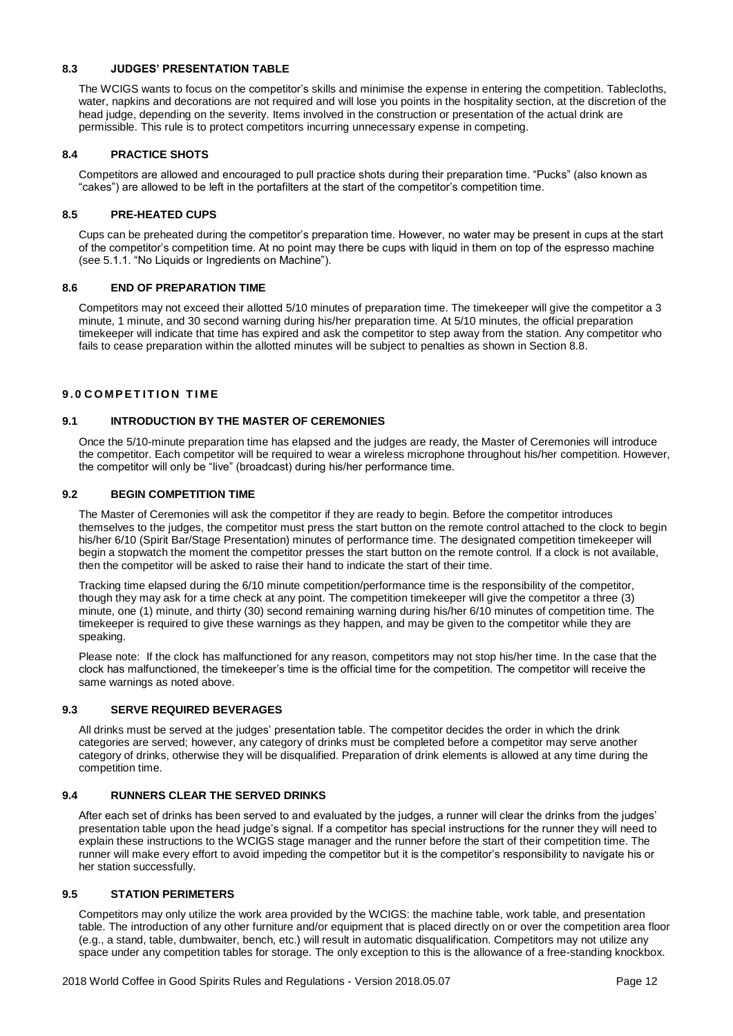### 8.3 JUDGES' PRESENTATION TABLE

The WCIGS wants to focus on the competitor's skills and minimise the expense in entering the competition. Tablecloths, water, napkins and decorations are not required and will lose you points in the hospitality section, at the discretion of the head judge, depending on the severity. Items involved in the construction or presentation of the actual drink are permissible. This rule is to protect competitors incurring unnecessary expense in competing.

### 8.4 PRACTICE SHOTS

Competitors are allowed and encouraged to pull practice shots during their preparation time. "Pucks" (also known as "cakes") are allowed to be left in the portafilters at the start of the competitor's competition time.

### 8.5 PRE-HEATED CUPS

Cups can be preheated during the competitor's preparation time. However, no water may be present in cups at the start of the competitor's competition time. At no point may there be cups with liquid in them on top of the espresso machine (see 5.1.1. "No Liquids or Ingredients on Machine").

### 8.6 END OF PREPARATION TIME

Competitors may not exceed their allotted 5/10 minutes of preparation time. The timekeeper will give the competitor a 3 minute, 1 minute, and 30 second warning during his/her preparation time. At 5/10 minutes, the official preparation timekeeper will indicate that time has expired and ask the competitor to step away from the station. Any competitor who fails to cease preparation within the allotted minutes will be subject to penalties as shown in Section 8.8.

## 9.0 COMPETITION TIME

### 9.1 INTRODUCTION BY THE MASTER OF CEREMONIES

Once the 5/10-minute preparation time has elapsed and the judges are ready, the Master of Ceremonies will introduce the competitor. Each competitor will be required to wear a wireless microphone throughout his/her competition. However, the competitor will only be "live" (broadcast) during his/her performance time.

### 9.2 BEGIN COMPETITION TIME

The Master of Ceremonies will ask the competitor if they are ready to begin. Before the competitor introduces themselves to the judges, the competitor must press the start button on the remote control attached to the clock to begin his/her 6/10 (Spirit Bar/Stage Presentation) minutes of performance time. The designated competition timekeeper will begin a stopwatch the moment the competitor presses the start button on the remote control. If a clock is not available, then the competitor will be asked to raise their hand to indicate the start of their time.

Tracking time elapsed during the 6/10 minute competition/performance time is the responsibility of the competitor, though they may ask for a time check at any point. The competition timekeeper will give the competitor a three (3) minute, one (1) minute, and thirty (30) second remaining warning during his/her 6/10 minutes of competition time. The timekeeper is required to give these warnings as they happen, and may be given to the competitor while they are speaking.

Please note: If the clock has malfunctioned for any reason, competitors may not stop his/her time. In the case that the clock has malfunctioned, the timekeeper's time is the official time for the competition. The competitor will receive the same warnings as noted above.

### 9.3 SERVE REQUIRED BEVERAGES

All drinks must be served at the judges' presentation table. The competitor decides the order in which the drink categories are served; however, any category of drinks must be completed before a competitor may serve another category of drinks, otherwise they will be disqualified. Preparation of drink elements is allowed at any time during the competition time.

### 9.4 RUNNERS CLEAR THE SERVED DRINKS

After each set of drinks has been served to and evaluated by the judges, a runner will clear the drinks from the judges' presentation table upon the head judge's signal. If a competitor has special instructions for the runner they will need to explain these instructions to the WCIGS stage manager and the runner before the start of their competition time. The runner will make every effort to avoid impeding the competitor but it is the competitor's responsibility to navigate his or her station successfully.

### 9.5 STATION PERIMETERS

Competitors may only utilize the work area provided by the WCIGS: the machine table, work table, and presentation table. The introduction of any other furniture and/or equipment that is placed directly on or over the competition area floor (e.g., a stand, table, dumbwaiter, bench, etc.) will result in automatic disqualification. Competitors may not utilize any space under any competition tables for storage. The only exception to this is the allowance of a free-standing knockbox.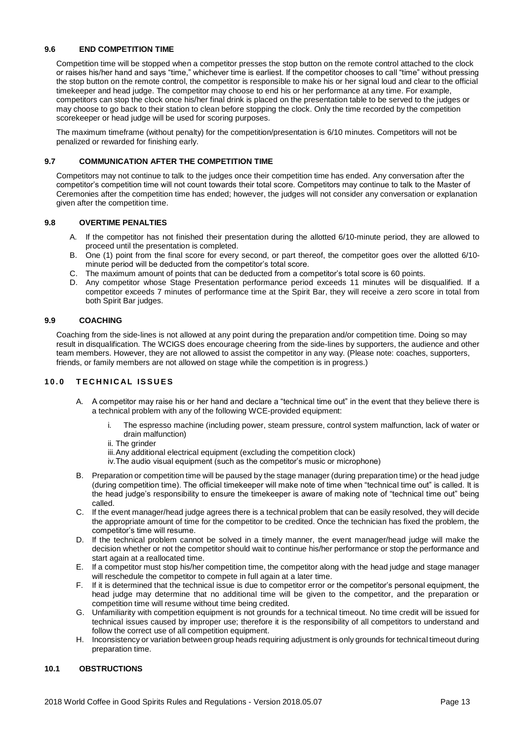### 9.6 END COMPETITION TIME

Competition time will be stopped when a competitor presses the stop button on the remote control attached to the clock or raises his/her hand and says "time," whichever time is earliest. If the competitor chooses to call "time" without pressing the stop button on the remote control, the competitor is responsible to make his or her signal loud and clear to the official timekeeper and head judge. The competitor may choose to end his or her performance at any time. For example, competitors can stop the clock once his/her final drink is placed on the presentation table to be served to the judges or may choose to go back to their station to clean before stopping the clock. Only the time recorded by the competition scorekeeper or head judge will be used for scoring purposes.

The maximum timeframe (without penalty) for the competition/presentation is 6/10 minutes. Competitors will not be penalized or rewarded for finishing early.

### 9.7 COMMUNICATION AFTER THE COMPETITION TIME

Competitors may not continue to talk to the judges once their competition time has ended. Any conversation after the competitor's competition time will not count towards their total score. Competitors may continue to talk to the Master of Ceremonies after the competition time has ended; however, the judges will not consider any conversation or explanation given after the competition time.

### 9.8 OVERTIME PENALTIES

A. If the competitor has not finished their presentation during the allotted 6/10-minute period, they are allowed to proceed until the presentation is completed.
B. One (1) point from the final score for every second, or part thereof, the competitor goes over the allotted 6/10-minute period will be deducted from the competitor's total score.
C. The maximum amount of points that can be deducted from a competitor's total score is 60 points.
D. Any competitor whose Stage Presentation performance period exceeds 11 minutes will be disqualified. If a competitor exceeds 7 minutes of performance time at the Spirit Bar, they will receive a zero score in total from both Spirit Bar judges.

### 9.9 COACHING

Coaching from the side-lines is not allowed at any point during the preparation and/or competition time. Doing so may result in disqualification. The WCIGS does encourage cheering from the side-lines by supporters, the audience and other team members. However, they are not allowed to assist the competitor in any way. (Please note: coaches, supporters, friends, or family members are not allowed on stage while the competition is in progress.)

## 10.0 TECHNICAL ISSUES

A. A competitor may raise his or her hand and declare a "technical time out" in the event that they believe there is a technical problem with any of the following WCE-provided equipment:
   i. The espresso machine (including power, steam pressure, control system malfunction, lack of water or drain malfunction)
   ii. The grinder
   iii. Any additional electrical equipment (excluding the competition clock)
   iv. The audio visual equipment (such as the competitor's music or microphone)
B. Preparation or competition time will be paused by the stage manager (during preparation time) or the head judge (during competition time). The official timekeeper will make note of time when "technical time out" is called. It is the head judge's responsibility to ensure the timekeeper is aware of making note of "technical time out" being called.
C. If the event manager/head judge agrees there is a technical problem that can be easily resolved, they will decide the appropriate amount of time for the competitor to be credited. Once the technician has fixed the problem, the competitor's time will resume.
D. If the technical problem cannot be solved in a timely manner, the event manager/head judge will make the decision whether or not the competitor should wait to continue his/her performance or stop the performance and start again at a reallocated time.
E. If a competitor must stop his/her competition time, the competitor along with the head judge and stage manager will reschedule the competitor to compete in full again at a later time.
F. If it is determined that the technical issue is due to competitor error or the competitor's personal equipment, the head judge may determine that no additional time will be given to the competitor, and the preparation or competition time will resume without time being credited.
G. Unfamiliarity with competition equipment is not grounds for a technical timeout. No time credit will be issued for technical issues caused by improper use; therefore it is the responsibility of all competitors to understand and follow the correct use of all competition equipment.
H. Inconsistency or variation between group heads requiring adjustment is only grounds for technical timeout during preparation time.

### 10.1 OBSTRUCTIONS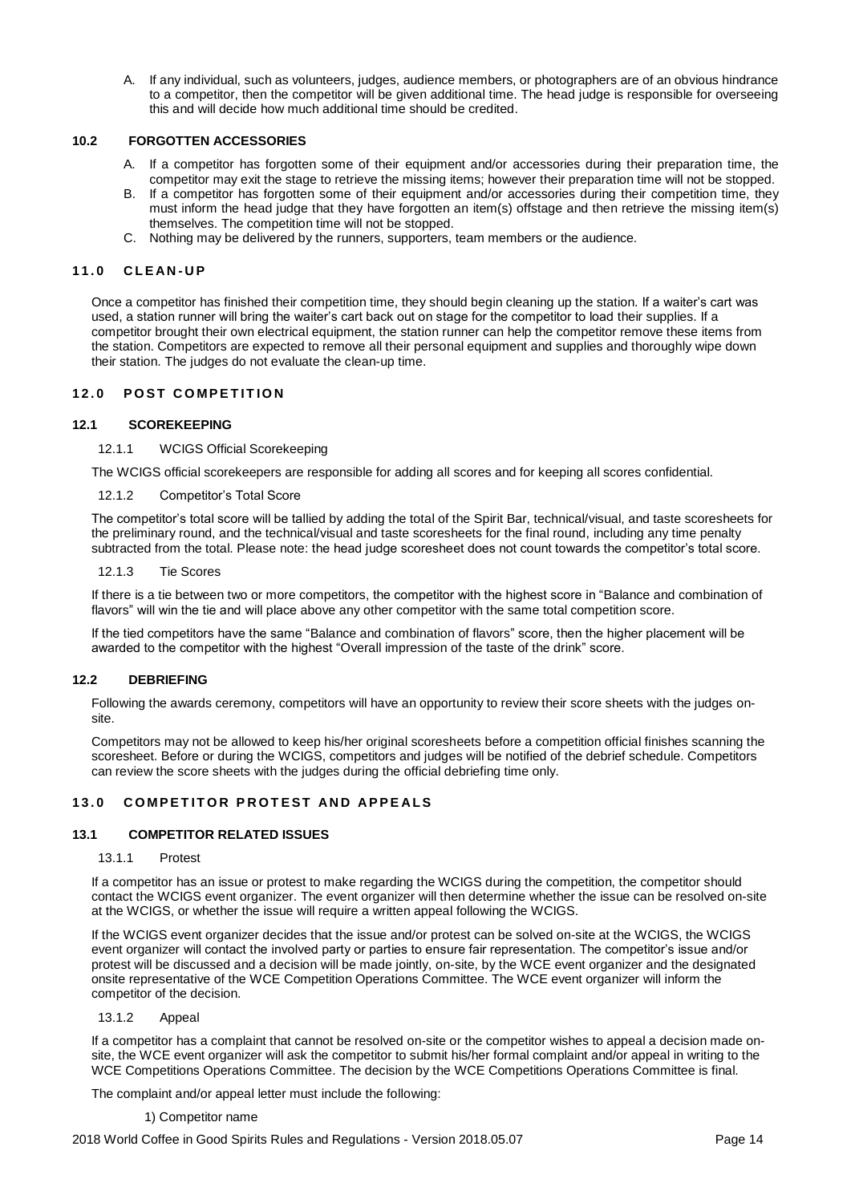A. If any individual, such as volunteers, judges, audience members, or photographers are of an obvious hindrance to a competitor, then the competitor will be given additional time. The head judge is responsible for overseeing this and will decide how much additional time should be credited.

### 10.2 FORGOTTEN ACCESSORIES

A. If a competitor has forgotten some of their equipment and/or accessories during their preparation time, the competitor may exit the stage to retrieve the missing items; however their preparation time will not be stopped.
B. If a competitor has forgotten some of their equipment and/or accessories during their competition time, they must inform the head judge that they have forgotten an item(s) offstage and then retrieve the missing item(s) themselves. The competition time will not be stopped.
C. Nothing may be delivered by the runners, supporters, team members or the audience.

## 11.0 CLEAN-UP

Once a competitor has finished their competition time, they should begin cleaning up the station. If a waiter's cart was used, a station runner will bring the waiter's cart back out on stage for the competitor to load their supplies. If a competitor brought their own electrical equipment, the station runner can help the competitor remove these items from the station. Competitors are expected to remove all their personal equipment and supplies and thoroughly wipe down their station. The judges do not evaluate the clean-up time.

## 12.0 POST COMPETITION

### 12.1 SCOREKEEPING

#### 12.1.1 WCIGS Official Scorekeeping

The WCIGS official scorekeepers are responsible for adding all scores and for keeping all scores confidential.

#### 12.1.2 Competitor's Total Score

The competitor's total score will be tallied by adding the total of the Spirit Bar, technical/visual, and taste scoresheets for the preliminary round, and the technical/visual and taste scoresheets for the final round, including any time penalty subtracted from the total. Please note: the head judge scoresheet does not count towards the competitor's total score.

#### 12.1.3 Tie Scores

If there is a tie between two or more competitors, the competitor with the highest score in "Balance and combination of flavors" will win the tie and will place above any other competitor with the same total competition score.

If the tied competitors have the same "Balance and combination of flavors" score, then the higher placement will be awarded to the competitor with the highest "Overall impression of the taste of the drink" score.

### 12.2 DEBRIEFING

Following the awards ceremony, competitors will have an opportunity to review their score sheets with the judges on-site.

Competitors may not be allowed to keep his/her original scoresheets before a competition official finishes scanning the scoresheet. Before or during the WCIGS, competitors and judges will be notified of the debrief schedule. Competitors can review the score sheets with the judges during the official debriefing time only.

## 13.0 COMPETITOR PROTEST AND APPEALS

### 13.1 COMPETITOR RELATED ISSUES

#### 13.1.1 Protest

If a competitor has an issue or protest to make regarding the WCIGS during the competition, the competitor should contact the WCIGS event organizer. The event organizer will then determine whether the issue can be resolved on-site at the WCIGS, or whether the issue will require a written appeal following the WCIGS.

If the WCIGS event organizer decides that the issue and/or protest can be solved on-site at the WCIGS, the WCIGS event organizer will contact the involved party or parties to ensure fair representation. The competitor's issue and/or protest will be discussed and a decision will be made jointly, on-site, by the WCE event organizer and the designated onsite representative of the WCE Competition Operations Committee. The WCE event organizer will inform the competitor of the decision.

#### 13.1.2 Appeal

If a competitor has a complaint that cannot be resolved on-site or the competitor wishes to appeal a decision made on-site, the WCE event organizer will ask the competitor to submit his/her formal complaint and/or appeal in writing to the WCE Competitions Operations Committee. The decision by the WCE Competitions Operations Committee is final.

The complaint and/or appeal letter must include the following:

1) Competitor name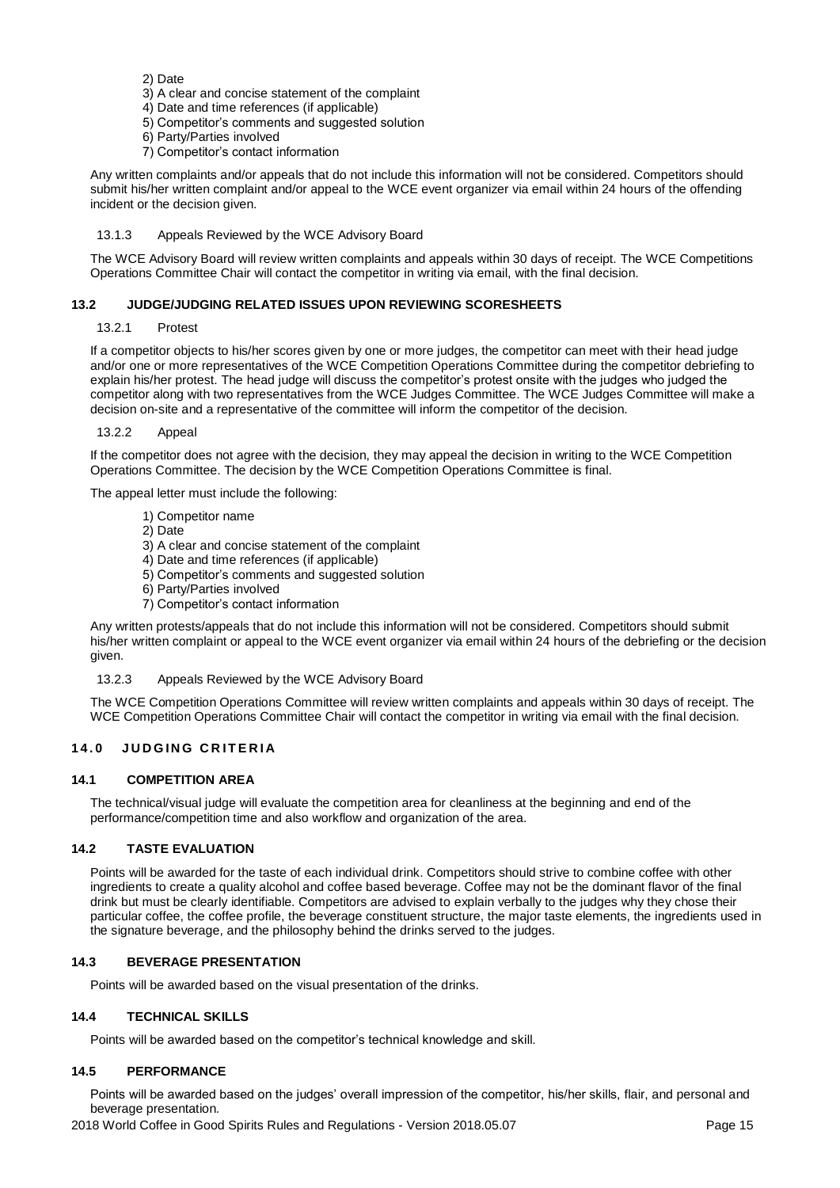2) Date
3) A clear and concise statement of the complaint
4) Date and time references (if applicable)
5) Competitor's comments and suggested solution
6) Party/Parties involved
7) Competitor's contact information

Any written complaints and/or appeals that do not include this information will not be considered. Competitors should submit his/her written complaint and/or appeal to the WCE event organizer via email within 24 hours of the offending incident or the decision given.

#### 13.1.3 Appeals Reviewed by the WCE Advisory Board

The WCE Advisory Board will review written complaints and appeals within 30 days of receipt. The WCE Competitions Operations Committee Chair will contact the competitor in writing via email, with the final decision.

### 13.2 JUDGE/JUDGING RELATED ISSUES UPON REVIEWING SCORESHEETS

#### 13.2.1 Protest

If a competitor objects to his/her scores given by one or more judges, the competitor can meet with their head judge and/or one or more representatives of the WCE Competition Operations Committee during the competitor debriefing to explain his/her protest. The head judge will discuss the competitor's protest onsite with the judges who judged the competitor along with two representatives from the WCE Judges Committee. The WCE Judges Committee will make a decision on-site and a representative of the committee will inform the competitor of the decision.

#### 13.2.2 Appeal

If the competitor does not agree with the decision, they may appeal the decision in writing to the WCE Competition Operations Committee. The decision by the WCE Competition Operations Committee is final.

The appeal letter must include the following:

1) Competitor name
2) Date
3) A clear and concise statement of the complaint
4) Date and time references (if applicable)
5) Competitor's comments and suggested solution
6) Party/Parties involved
7) Competitor's contact information

Any written protests/appeals that do not include this information will not be considered. Competitors should submit his/her written complaint or appeal to the WCE event organizer via email within 24 hours of the debriefing or the decision given.

#### 13.2.3 Appeals Reviewed by the WCE Advisory Board

The WCE Competition Operations Committee will review written complaints and appeals within 30 days of receipt. The WCE Competition Operations Committee Chair will contact the competitor in writing via email with the final decision.

## 14.0 JUDGING CRITERIA

### 14.1 COMPETITION AREA

The technical/visual judge will evaluate the competition area for cleanliness at the beginning and end of the performance/competition time and also workflow and organization of the area.

### 14.2 TASTE EVALUATION

Points will be awarded for the taste of each individual drink. Competitors should strive to combine coffee with other ingredients to create a quality alcohol and coffee based beverage. Coffee may not be the dominant flavor of the final drink but must be clearly identifiable. Competitors are advised to explain verbally to the judges why they chose their particular coffee, the coffee profile, the beverage constituent structure, the major taste elements, the ingredients used in the signature beverage, and the philosophy behind the drinks served to the judges.

### 14.3 BEVERAGE PRESENTATION

Points will be awarded based on the visual presentation of the drinks.

### 14.4 TECHNICAL SKILLS

Points will be awarded based on the competitor's technical knowledge and skill.

### 14.5 PERFORMANCE

Points will be awarded based on the judges' overall impression of the competitor, his/her skills, flair, and personal and beverage presentation.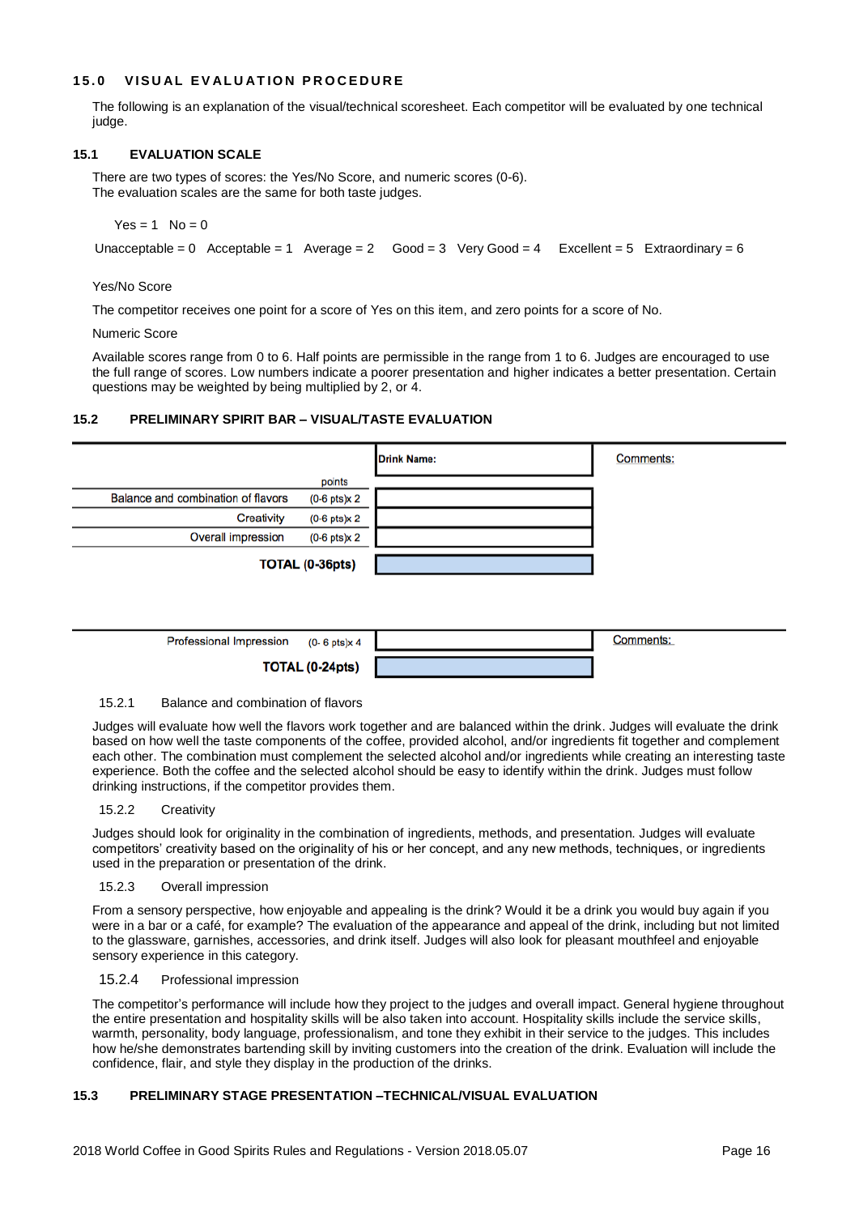## 15.0 VISUAL EVALUATION PROCEDURE

The following is an explanation of the visual/technical scoresheet. Each competitor will be evaluated by one technical judge.

### 15.1 EVALUATION SCALE

There are two types of scores: the Yes/No Score, and numeric scores (0-6).
The evaluation scales are the same for both taste judges.

Yes = 1 No = 0

Unacceptable = 0 Acceptable = 1 Average = 2 Good = 3 Very Good = 4 Excellent = 5 Extraordinary = 6

Yes/No Score

The competitor receives one point for a score of Yes on this item, and zero points for a score of No.

Numeric Score

Available scores range from 0 to 6. Half points are permissible in the range from 1 to 6. Judges are encouraged to use the full range of scores. Low numbers indicate a poorer presentation and higher indicates a better presentation. Certain questions may be weighted by being multiplied by 2, or 4.

### 15.2 PRELIMINARY SPIRIT BAR – VISUAL/TASTE EVALUATION

| | points | Drink Name: | Comments: |
|---|---|---|---|
| Balance and combination of flavors | (0-6 pts)x 2 | | |
| Creativity | (0-6 pts)x 2 | | |
| Overall impression | (0-6 pts)x 2 | | |
| **TOTAL (0-36pts)** | | | |

| | | | |
|---|---|---|---|
| Professional Impression | (0- 6 pts)x 4 | | Comments: |
| **TOTAL (0-24pts)** | | | |

15.2.1 Balance and combination of flavors

Judges will evaluate how well the flavors work together and are balanced within the drink. Judges will evaluate the drink based on how well the taste components of the coffee, provided alcohol, and/or ingredients fit together and complement each other. The combination must complement the selected alcohol and/or ingredients while creating an interesting taste experience. Both the coffee and the selected alcohol should be easy to identify within the drink. Judges must follow drinking instructions, if the competitor provides them.

15.2.2 Creativity

Judges should look for originality in the combination of ingredients, methods, and presentation. Judges will evaluate competitors' creativity based on the originality of his or her concept, and any new methods, techniques, or ingredients used in the preparation or presentation of the drink.

15.2.3 Overall impression

From a sensory perspective, how enjoyable and appealing is the drink? Would it be a drink you would buy again if you were in a bar or a café, for example? The evaluation of the appearance and appeal of the drink, including but not limited to the glassware, garnishes, accessories, and drink itself. Judges will also look for pleasant mouthfeel and enjoyable sensory experience in this category.

15.2.4 Professional impression

The competitor's performance will include how they project to the judges and overall impact. General hygiene throughout the entire presentation and hospitality skills will be also taken into account. Hospitality skills include the service skills, warmth, personality, body language, professionalism, and tone they exhibit in their service to the judges. This includes how he/she demonstrates bartending skill by inviting customers into the creation of the drink. Evaluation will include the confidence, flair, and style they display in the production of the drinks.

### 15.3 PRELIMINARY STAGE PRESENTATION –TECHNICAL/VISUAL EVALUATION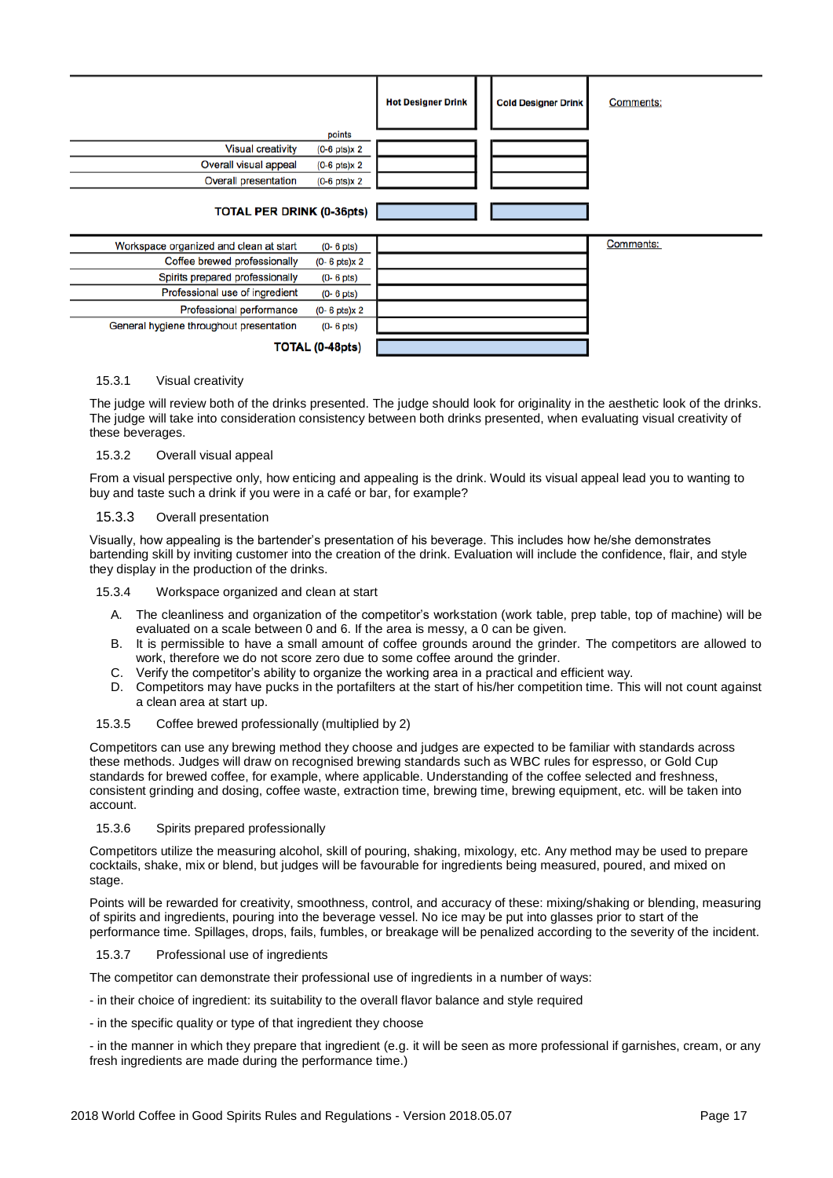| | points | Hot Designer Drink | Cold Designer Drink | Comments: |
|---|---|---|---|---|
| Visual creativity | (0-6 pts)x 2 | | | |
| Overall visual appeal | (0-6 pts)x 2 | | | |
| Overall presentation | (0-6 pts)x 2 | | | |
| **TOTAL PER DRINK (0-36pts)** | | | | |

| | | | Comments: |
|---|---|---|---|
| Workspace organized and clean at start | (0- 6 pts) | | |
| Coffee brewed professionally | (0- 6 pts)x 2 | | |
| Spirits prepared professionally | (0- 6 pts) | | |
| Professional use of ingredient | (0- 6 pts) | | |
| Professional performance | (0- 6 pts)x 2 | | |
| General hygiene throughout presentation | (0- 6 pts) | | |
| **TOTAL (0-48pts)** | | | |

15.3.1 Visual creativity

The judge will review both of the drinks presented. The judge should look for originality in the aesthetic look of the drinks. The judge will take into consideration consistency between both drinks presented, when evaluating visual creativity of these beverages.

15.3.2 Overall visual appeal

From a visual perspective only, how enticing and appealing is the drink. Would its visual appeal lead you to wanting to buy and taste such a drink if you were in a café or bar, for example?

15.3.3 Overall presentation

Visually, how appealing is the bartender's presentation of his beverage. This includes how he/she demonstrates bartending skill by inviting customer into the creation of the drink. Evaluation will include the confidence, flair, and style they display in the production of the drinks.

15.3.4 Workspace organized and clean at start

A. The cleanliness and organization of the competitor's workstation (work table, prep table, top of machine) will be evaluated on a scale between 0 and 6. If the area is messy, a 0 can be given.
B. It is permissible to have a small amount of coffee grounds around the grinder. The competitors are allowed to work, therefore we do not score zero due to some coffee around the grinder.
C. Verify the competitor's ability to organize the working area in a practical and efficient way.
D. Competitors may have pucks in the portafilters at the start of his/her competition time. This will not count against a clean area at start up.

15.3.5 Coffee brewed professionally (multiplied by 2)

Competitors can use any brewing method they choose and judges are expected to be familiar with standards across these methods. Judges will draw on recognised brewing standards such as WBC rules for espresso, or Gold Cup standards for brewed coffee, for example, where applicable. Understanding of the coffee selected and freshness, consistent grinding and dosing, coffee waste, extraction time, brewing time, brewing equipment, etc. will be taken into account.

15.3.6 Spirits prepared professionally

Competitors utilize the measuring alcohol, skill of pouring, shaking, mixology, etc. Any method may be used to prepare cocktails, shake, mix or blend, but judges will be favourable for ingredients being measured, poured, and mixed on stage.

Points will be rewarded for creativity, smoothness, control, and accuracy of these: mixing/shaking or blending, measuring of spirits and ingredients, pouring into the beverage vessel. No ice may be put into glasses prior to start of the performance time. Spillages, drops, fails, fumbles, or breakage will be penalized according to the severity of the incident.

15.3.7 Professional use of ingredients

The competitor can demonstrate their professional use of ingredients in a number of ways:

- in their choice of ingredient: its suitability to the overall flavor balance and style required

- in the specific quality or type of that ingredient they choose

- in the manner in which they prepare that ingredient (e.g. it will be seen as more professional if garnishes, cream, or any fresh ingredients are made during the performance time.)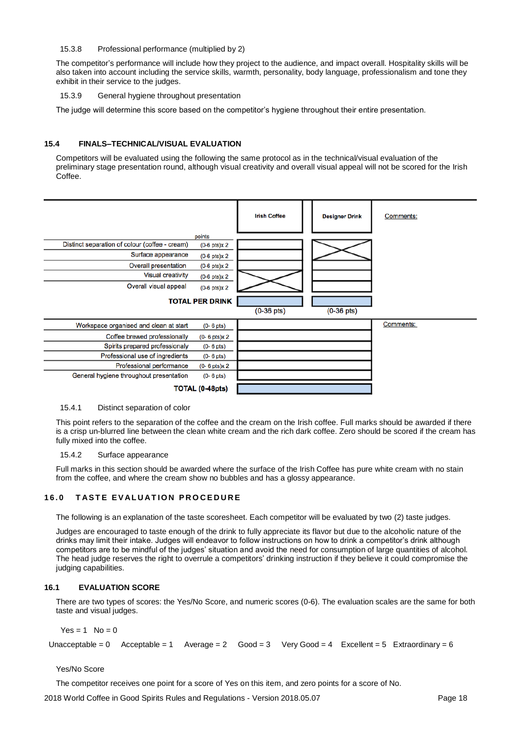15.3.8 Professional performance (multiplied by 2)

The competitor's performance will include how they project to the audience, and impact overall. Hospitality skills will be also taken into account including the service skills, warmth, personality, body language, professionalism and tone they exhibit in their service to the judges.

15.3.9 General hygiene throughout presentation

The judge will determine this score based on the competitor's hygiene throughout their entire presentation.

### 15.4 FINALS–TECHNICAL/VISUAL EVALUATION

Competitors will be evaluated using the following the same protocol as in the technical/visual evaluation of the preliminary stage presentation round, although visual creativity and overall visual appeal will not be scored for the Irish Coffee.

| | points | Irish Coffee | Designer Drink | Comments: |
|---|---|---|---|---|
| Distinct separation of colour (coffee - cream) | (0-6 pts)x 2 | | X | |
| Surface appearance | (0-6 pts)x 2 | | X | |
| Overall presentation | (0-6 pts)x 2 | | | |
| Visual creativity | (0-6 pts)x 2 | X | | |
| Overall visual appeal | (0-6 pts)x 2 | X | | |
| **TOTAL PER DRINK** | | (0-36 pts) | (0-36 pts) | |

| | | | Comments: |
|---|---|---|---|
| Workspace organised and clean at start | (0- 6 pts) | | |
| Coffee brewed professionally | (0- 6 pts)x 2 | | |
| Spirits prepared professionaly | (0- 6 pts) | | |
| Professional use of ingredients | (0- 6 pts) | | |
| Professional performance | (0- 6 pts)x 2 | | |
| General hygiene throughout presentation | (0- 6 pts) | | |
| **TOTAL (0-48pts)** | | | |

15.4.1 Distinct separation of color

This point refers to the separation of the coffee and the cream on the Irish coffee. Full marks should be awarded if there is a crisp un-blurred line between the clean white cream and the rich dark coffee. Zero should be scored if the cream has fully mixed into the coffee.

15.4.2 Surface appearance

Full marks in this section should be awarded where the surface of the Irish Coffee has pure white cream with no stain from the coffee, and where the cream show no bubbles and has a glossy appearance.

## 16.0 TASTE EVALUATION PROCEDURE

The following is an explanation of the taste scoresheet. Each competitor will be evaluated by two (2) taste judges.

Judges are encouraged to taste enough of the drink to fully appreciate its flavor but due to the alcoholic nature of the drinks may limit their intake. Judges will endeavor to follow instructions on how to drink a competitor's drink although competitors are to be mindful of the judges' situation and avoid the need for consumption of large quantities of alcohol. The head judge reserves the right to overrule a competitors' drinking instruction if they believe it could compromise the judging capabilities.

### 16.1 EVALUATION SCORE

There are two types of scores: the Yes/No Score, and numeric scores (0-6). The evaluation scales are the same for both taste and visual judges.

Yes = 1 No = 0

Unacceptable = 0 Acceptable = 1 Average = 2 Good = 3 Very Good = 4 Excellent = 5 Extraordinary = 6

Yes/No Score

The competitor receives one point for a score of Yes on this item, and zero points for a score of No.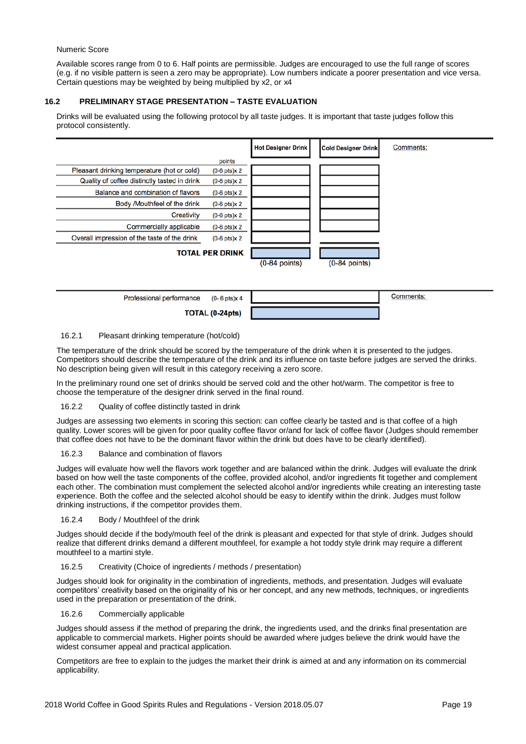Numeric Score

Available scores range from 0 to 6. Half points are permissible. Judges are encouraged to use the full range of scores (e.g. if no visible pattern is seen a zero may be appropriate). Low numbers indicate a poorer presentation and vice versa. Certain questions may be weighted by being multiplied by x2, or x4

## 16.2 PRELIMINARY STAGE PRESENTATION – TASTE EVALUATION

Drinks will be evaluated using the following protocol by all taste judges. It is important that taste judges follow this protocol consistently.

| | points | Hot Designer Drink | Cold Designer Drink | Comments: |
|---|---|---|---|---|
| Pleasant drinking temperature (hot or cold) | (0-6 pts)x 2 | | | |
| Quality of coffee distinctly tasted in drink | (0-6 pts)x 2 | | | |
| Balance and combination of flavors | (0-6 pts)x 2 | | | |
| Body /Mouthfeel of the drink | (0-6 pts)x 2 | | | |
| Creativity | (0-6 pts)x 2 | | | |
| Commercially applicable | (0-6 pts)x 2 | | | |
| Overall impression of the taste of the drink | (0-6 pts)x 2 | | | |
| **TOTAL PER DRINK** | | (0-84 points) | (0-84 points) | |

| | | | |
|---|---|---|---|
| Professional performance | (0- 6 pts)x 4 | | Comments: |
| **TOTAL (0-24pts)** | | | |

16.2.1 Pleasant drinking temperature (hot/cold)

The temperature of the drink should be scored by the temperature of the drink when it is presented to the judges. Competitors should describe the temperature of the drink and its influence on taste before judges are served the drinks. No description being given will result in this category receiving a zero score.

In the preliminary round one set of drinks should be served cold and the other hot/warm. The competitor is free to choose the temperature of the designer drink served in the final round.

16.2.2 Quality of coffee distinctly tasted in drink

Judges are assessing two elements in scoring this section: can coffee clearly be tasted and is that coffee of a high quality. Lower scores will be given for poor quality coffee flavor or/and for lack of coffee flavor (Judges should remember that coffee does not have to be the dominant flavor within the drink but does have to be clearly identified).

16.2.3 Balance and combination of flavors

Judges will evaluate how well the flavors work together and are balanced within the drink. Judges will evaluate the drink based on how well the taste components of the coffee, provided alcohol, and/or ingredients fit together and complement each other. The combination must complement the selected alcohol and/or ingredients while creating an interesting taste experience. Both the coffee and the selected alcohol should be easy to identify within the drink. Judges must follow drinking instructions, if the competitor provides them.

16.2.4 Body / Mouthfeel of the drink

Judges should decide if the body/mouth feel of the drink is pleasant and expected for that style of drink. Judges should realize that different drinks demand a different mouthfeel, for example a hot toddy style drink may require a different mouthfeel to a martini style.

16.2.5 Creativity (Choice of ingredients / methods / presentation)

Judges should look for originality in the combination of ingredients, methods, and presentation. Judges will evaluate competitors' creativity based on the originality of his or her concept, and any new methods, techniques, or ingredients used in the preparation or presentation of the drink.

16.2.6 Commercially applicable

Judges should assess if the method of preparing the drink, the ingredients used, and the drinks final presentation are applicable to commercial markets. Higher points should be awarded where judges believe the drink would have the widest consumer appeal and practical application.

Competitors are free to explain to the judges the market their drink is aimed at and any information on its commercial applicability.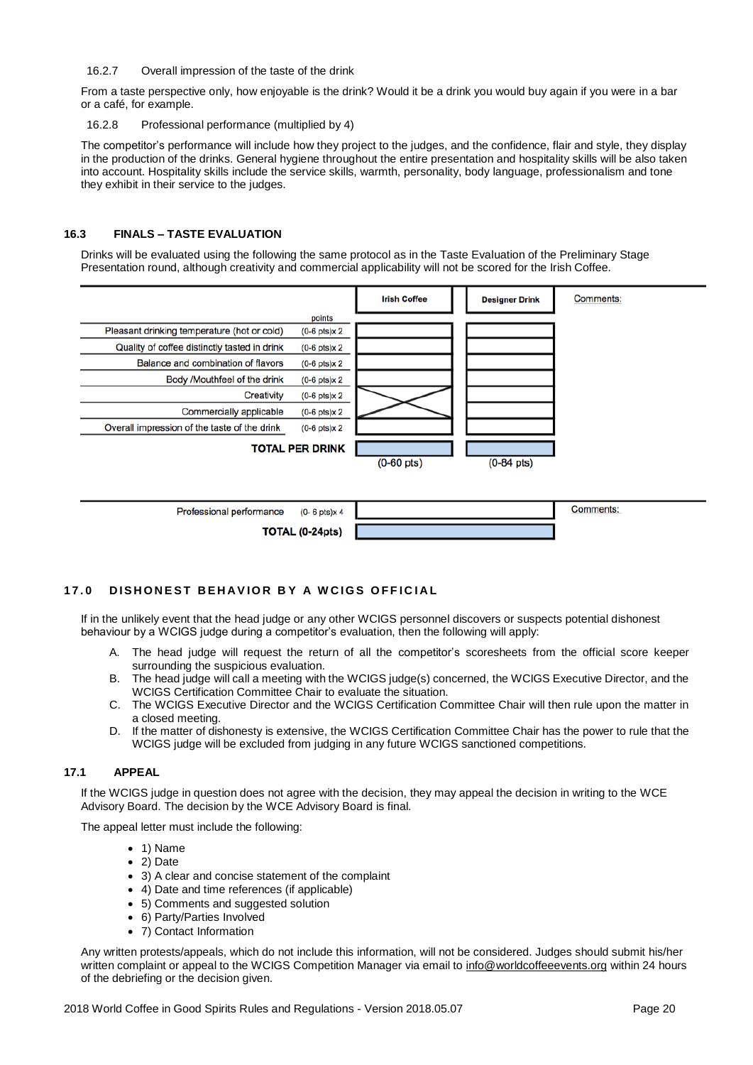16.2.7 Overall impression of the taste of the drink

From a taste perspective only, how enjoyable is the drink? Would it be a drink you would buy again if you were in a bar or a café, for example.

16.2.8 Professional performance (multiplied by 4)

The competitor's performance will include how they project to the judges, and the confidence, flair and style, they display in the production of the drinks. General hygiene throughout the entire presentation and hospitality skills will be also taken into account. Hospitality skills include the service skills, warmth, personality, body language, professionalism and tone they exhibit in their service to the judges.

### 16.3 FINALS – TASTE EVALUATION

Drinks will be evaluated using the following the same protocol as in the Taste Evaluation of the Preliminary Stage Presentation round, although creativity and commercial applicability will not be scored for the Irish Coffee.

| | points | Irish Coffee | Designer Drink | Comments: |
|---|---|---|---|---|
| Pleasant drinking temperature (hot or cold) | (0-6 pts)x 2 | | | |
| Quality of coffee distinctly tasted in drink | (0-6 pts)x 2 | | | |
| Balance and combination of flavors | (0-6 pts)x 2 | | | |
| Body /Mouthfeel of the drink | (0-6 pts)x 2 | | | |
| Creativity | (0-6 pts)x 2 | X | | |
| Commercially applicable | (0-6 pts)x 2 | X | | |
| Overall impression of the taste of the drink | (0-6 pts)x 2 | | | |
| **TOTAL PER DRINK** | | (0-60 pts) | (0-84 pts) | |

| | | | Comments: |
|---|---|---|---|
| Professional performance | (0- 6 pts)x 4 | | |
| **TOTAL (0-24pts)** | | | |

## 17.0 DISHONEST BEHAVIOR BY A WCIGS OFFICIAL

If in the unlikely event that the head judge or any other WCIGS personnel discovers or suspects potential dishonest behaviour by a WCIGS judge during a competitor's evaluation, then the following will apply:

A. The head judge will request the return of all the competitor's scoresheets from the official score keeper surrounding the suspicious evaluation.
B. The head judge will call a meeting with the WCIGS judge(s) concerned, the WCIGS Executive Director, and the WCIGS Certification Committee Chair to evaluate the situation.
C. The WCIGS Executive Director and the WCIGS Certification Committee Chair will then rule upon the matter in a closed meeting.
D. If the matter of dishonesty is extensive, the WCIGS Certification Committee Chair has the power to rule that the WCIGS judge will be excluded from judging in any future WCIGS sanctioned competitions.

### 17.1 APPEAL

If the WCIGS judge in question does not agree with the decision, they may appeal the decision in writing to the WCE Advisory Board. The decision by the WCE Advisory Board is final.

The appeal letter must include the following:

- 1) Name
- 2) Date
- 3) A clear and concise statement of the complaint
- 4) Date and time references (if applicable)
- 5) Comments and suggested solution
- 6) Party/Parties Involved
- 7) Contact Information

Any written protests/appeals, which do not include this information, will not be considered. Judges should submit his/her written complaint or appeal to the WCIGS Competition Manager via email to info@worldcoffeeevents.org within 24 hours of the debriefing or the decision given.

2018 World Coffee in Good Spirits Rules and Regulations - Version 2018.05.07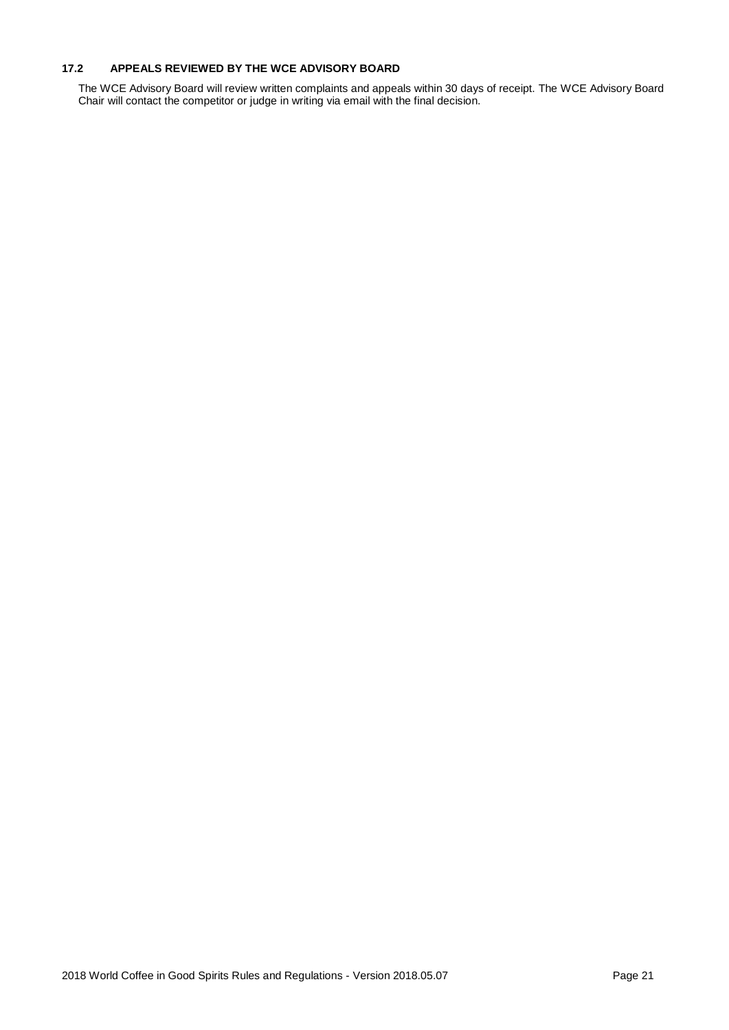### 17.2 APPEALS REVIEWED BY THE WCE ADVISORY BOARD

The WCE Advisory Board will review written complaints and appeals within 30 days of receipt. The WCE Advisory Board Chair will contact the competitor or judge in writing via email with the final decision.